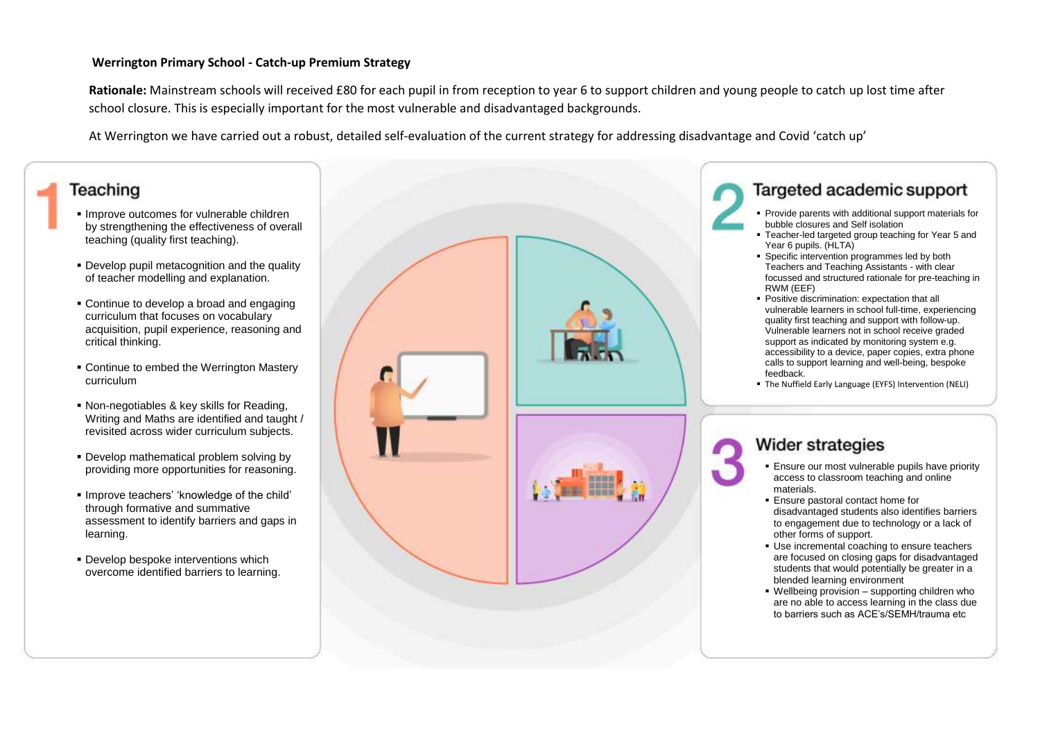**Werrington Primary School - Catch-up Premium Strategy**

**Rationale:** Mainstream schools will received £80 for each pupil in from reception to year 6 to support children and young people to catch up lost time after school closure. This is especially important for the most vulnerable and disadvantaged backgrounds.

At Werrington we have carried out a robust, detailed self-evaluation of the current strategy for addressing disadvantage and Covid 'catch up'

## 1 Teaching

- Improve outcomes for vulnerable children by strengthening the effectiveness of overall teaching (quality first teaching).
- Develop pupil metacognition and the quality of teacher modelling and explanation.
- Continue to develop a broad and engaging curriculum that focuses on vocabulary acquisition, pupil experience, reasoning and critical thinking.
- Continue to embed the Werrington Mastery curriculum
- Non-negotiables & key skills for Reading, Writing and Maths are identified and taught / revisited across wider curriculum subjects.
- Develop mathematical problem solving by providing more opportunities for reasoning.
- Improve teachers' 'knowledge of the child' through formative and summative assessment to identify barriers and gaps in learning.
- Develop bespoke interventions which overcome identified barriers to learning.

## 2 Targeted academic support

- Provide parents with additional support materials for bubble closures and Self isolation
- Teacher-led targeted group teaching for Year 5 and Year 6 pupils. (HLTA)
- Specific intervention programmes led by both Teachers and Teaching Assistants - with clear focussed and structured rationale for pre-teaching in RWM (EEF)
- Positive discrimination: expectation that all vulnerable learners in school full-time, experiencing quality first teaching and support with follow-up. Vulnerable learners not in school receive graded support as indicated by monitoring system e.g. accessibility to a device, paper copies, extra phone calls to support learning and well-being, bespoke feedback.
- The Nuffield Early Language (EYFS) Intervention (NELI)

## 3 Wider strategies

- Ensure our most vulnerable pupils have priority access to classroom teaching and online materials.
- Ensure pastoral contact home for disadvantaged students also identifies barriers to engagement due to technology or a lack of other forms of support.
- Use incremental coaching to ensure teachers are focused on closing gaps for disadvantaged students that would potentially be greater in a blended learning environment
- Wellbeing provision – supporting children who are no able to access learning in the class due to barriers such as ACE's/SEMH/trauma etc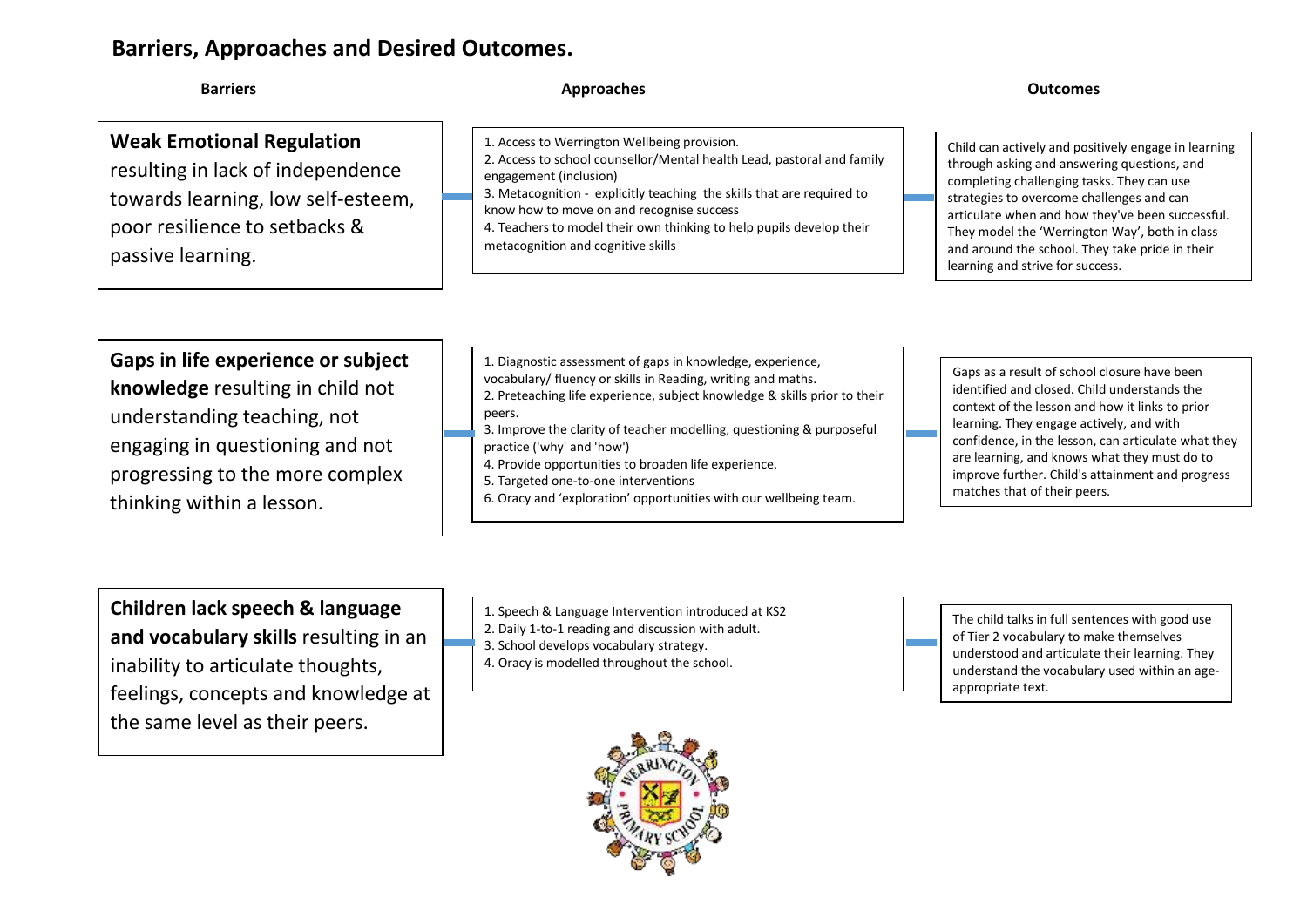## Barriers, Approaches and Desired Outcomes.

| Barriers | Approaches | Outcomes |
|---|---|---|
| **Weak Emotional Regulation** resulting in lack of independence towards learning, low self-esteem, poor resilience to setbacks & passive learning. | 1. Access to Werrington Wellbeing provision.<br>2. Access to school counsellor/Mental health Lead, pastoral and family engagement (inclusion)<br>3. Metacognition - explicitly teaching the skills that are required to know how to move on and recognise success<br>4. Teachers to model their own thinking to help pupils develop their metacognition and cognitive skills | Child can actively and positively engage in learning through asking and answering questions, and completing challenging tasks. They can use strategies to overcome challenges and can articulate when and how they've been successful. They model the 'Werrington Way', both in class and around the school. They take pride in their learning and strive for success. |
| **Gaps in life experience or subject knowledge** resulting in child not understanding teaching, not engaging in questioning and not progressing to the more complex thinking within a lesson. | 1. Diagnostic assessment of gaps in knowledge, experience, vocabulary/ fluency or skills in Reading, writing and maths.<br>2. Preteaching life experience, subject knowledge & skills prior to their peers.<br>3. Improve the clarity of teacher modelling, questioning & purposeful practice ('why' and 'how')<br>4. Provide opportunities to broaden life experience.<br>5. Targeted one-to-one interventions<br>6. Oracy and 'exploration' opportunities with our wellbeing team. | Gaps as a result of school closure have been identified and closed. Child understands the context of the lesson and how it links to prior learning. They engage actively, and with confidence, in the lesson, can articulate what they are learning, and knows what they must do to improve further. Child's attainment and progress matches that of their peers. |
| **Children lack speech & language and vocabulary skills** resulting in an inability to articulate thoughts, feelings, concepts and knowledge at the same level as their peers. | 1. Speech & Language Intervention introduced at KS2<br>2. Daily 1-to-1 reading and discussion with adult.<br>3. School develops vocabulary strategy.<br>4. Oracy is modelled throughout the school. | The child talks in full sentences with good use of Tier 2 vocabulary to make themselves understood and articulate their learning. They understand the vocabulary used within an age-appropriate text. |